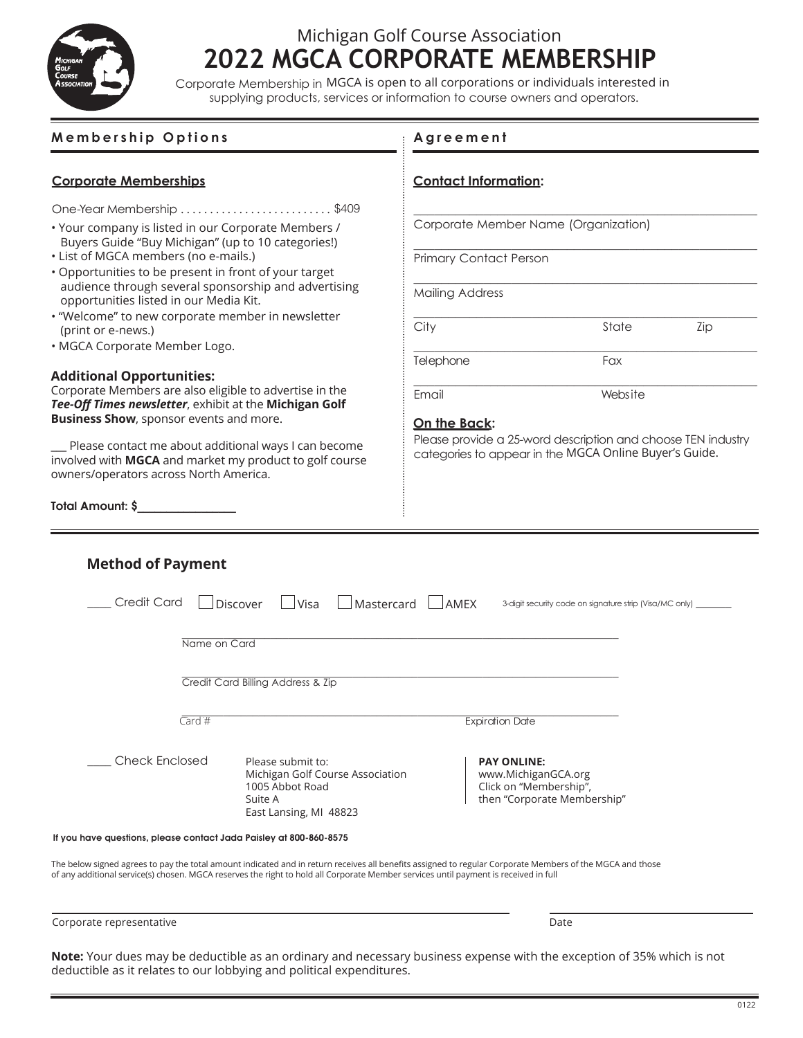Michigan Golf Course Association

# 2022 MGCA CORPORATE MEMBERSHIP

Corporate Membership in MGCA is open to all corporations or individuals interested in supplying products, services or information to course owners and operators.

## Membership Options

### Corporate Memberships

One-Year Membership .......................... $409

- Your company is listed in our Corporate Members / Buyers Guide "Buy Michigan" (up to 10 categories!)
- List of MGCA members (no e-mails.)
- Opportunities to be present in front of your target audience through several sponsorship and advertising opportunities listed in our Media Kit.
- "Welcome" to new corporate member in newsletter (print or e-news.)
- MGCA Corporate Member Logo.

### Additional Opportunities:

Corporate Members are also eligible to advertise in the ***Tee-Off Times newsletter***, exhibit at the **Michigan Golf Business Show**, sponsor events and more.

___ Please contact me about additional ways I can become involved with **MGCA** and market my product to golf course owners/operators across North America.

**Total Amount: $_________________**

## Agreement

### Contact Information:

_______________________________________________
Corporate Member Name (Organization)

_______________________________________________
Primary Contact Person

_______________________________________________
Mailing Address

_______________________________________________
City State Zip

_______________________________________________
Telephone Fax

_______________________________________________
Email Website

### On the Back:

Please provide a 25-word description and choose TEN industry categories to appear in the MGCA Online Buyer's Guide.

## Method of Payment

____ Credit Card ☐ Discover ☐ Visa ☐ Mastercard ☐ AMEX 3-digit security code on signature strip (Visa/MC only) ________

_______________________________________________
Name on Card

_______________________________________________
Credit Card Billing Address & Zip

_______________________________________________
Card # Expiration Date

____ Check Enclosed

Please submit to:
Michigan Golf Course Association
1005 Abbot Road
Suite A
East Lansing, MI 48823

**PAY ONLINE:**
www.MichiganGCA.org
Click on "Membership",
then "Corporate Membership"

**If you have questions, please contact Jada Paisley at 800-860-8575**

The below signed agrees to pay the total amount indicated and in return receives all benefits assigned to regular Corporate Members of the MGCA and those of any additional service(s) chosen. MGCA reserves the right to hold all Corporate Member services until payment is received in full

_______________________________________________ _______________
Corporate representative Date

**Note:** Your dues may be deductible as an ordinary and necessary business expense with the exception of 35% which is not deductible as it relates to our lobbying and political expenditures.

0122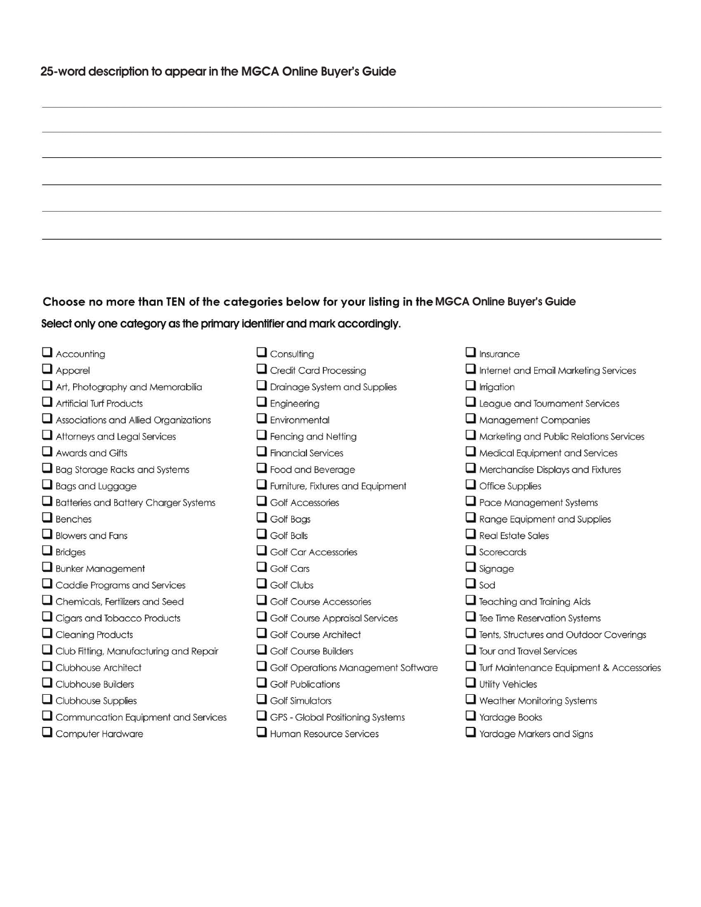## 25-word description to appear in the MGCA Online Buyer's Guide

\_\_\_\_\_\_\_\_\_\_\_\_\_\_\_\_\_\_\_\_\_\_\_\_\_\_\_\_\_\_\_\_\_\_\_\_\_\_\_\_\_\_\_\_\_\_\_\_\_\_\_\_\_\_\_\_\_\_\_\_\_\_\_\_\_\_\_\_\_\_\_\_\_\_\_\_\_\_

\_\_\_\_\_\_\_\_\_\_\_\_\_\_\_\_\_\_\_\_\_\_\_\_\_\_\_\_\_\_\_\_\_\_\_\_\_\_\_\_\_\_\_\_\_\_\_\_\_\_\_\_\_\_\_\_\_\_\_\_\_\_\_\_\_\_\_\_\_\_\_\_\_\_\_\_\_\_

\_\_\_\_\_\_\_\_\_\_\_\_\_\_\_\_\_\_\_\_\_\_\_\_\_\_\_\_\_\_\_\_\_\_\_\_\_\_\_\_\_\_\_\_\_\_\_\_\_\_\_\_\_\_\_\_\_\_\_\_\_\_\_\_\_\_\_\_\_\_\_\_\_\_\_\_\_\_

\_\_\_\_\_\_\_\_\_\_\_\_\_\_\_\_\_\_\_\_\_\_\_\_\_\_\_\_\_\_\_\_\_\_\_\_\_\_\_\_\_\_\_\_\_\_\_\_\_\_\_\_\_\_\_\_\_\_\_\_\_\_\_\_\_\_\_\_\_\_\_\_\_\_\_\_\_\_

\_\_\_\_\_\_\_\_\_\_\_\_\_\_\_\_\_\_\_\_\_\_\_\_\_\_\_\_\_\_\_\_\_\_\_\_\_\_\_\_\_\_\_\_\_\_\_\_\_\_\_\_\_\_\_\_\_\_\_\_\_\_\_\_\_\_\_\_\_\_\_\_\_\_\_\_\_\_

\_\_\_\_\_\_\_\_\_\_\_\_\_\_\_\_\_\_\_\_\_\_\_\_\_\_\_\_\_\_\_\_\_\_\_\_\_\_\_\_\_\_\_\_\_\_\_\_\_\_\_\_\_\_\_\_\_\_\_\_\_\_\_\_\_\_\_\_\_\_\_\_\_\_\_\_\_\_

## Choose no more than TEN of the categories below for your listing in the MGCA Online Buyer's Guide

**Select only one category as the primary identifier and mark accordingly.**

- ☐ Accounting
- ☐ Apparel
- ☐ Art, Photography and Memorabilia
- ☐ Artificial Turf Products
- ☐ Associations and Allied Organizations
- ☐ Attorneys and Legal Services
- ☐ Awards and Gifts
- ☐ Bag Storage Racks and Systems
- ☐ Bags and Luggage
- ☐ Batteries and Battery Charger Systems
- ☐ Benches
- ☐ Blowers and Fans
- ☐ Bridges
- ☐ Bunker Management
- ☐ Caddie Programs and Services
- ☐ Chemicals, Fertilizers and Seed
- ☐ Cigars and Tobacco Products
- ☐ Cleaning Products
- ☐ Club Fitting, Manufacturing and Repair
- ☐ Clubhouse Architect
- ☐ Clubhouse Builders
- ☐ Clubhouse Supplies
- ☐ Communcation Equipment and Services
- ☐ Computer Hardware
- ☐ Consulting
- ☐ Credit Card Processing
- ☐ Drainage System and Supplies
- ☐ Engineering
- ☐ Environmental
- ☐ Fencing and Netting
- ☐ Financial Services
- ☐ Food and Beverage
- ☐ Furniture, Fixtures and Equipment
- ☐ Golf Accessories
- ☐ Golf Bags
- ☐ Golf Balls
- ☐ Golf Car Accessories
- ☐ Golf Cars
- ☐ Golf Clubs
- ☐ Golf Course Accessories
- ☐ Golf Course Appraisal Services
- ☐ Golf Course Architect
- ☐ Golf Course Builders
- ☐ Golf Operations Management Software
- ☐ Golf Publications
- ☐ Golf Simulators
- ☐ GPS - Global Positioning Systems
- ☐ Human Resource Services
- ☐ Insurance
- ☐ Internet and Email Marketing Services
- ☐ Irrigation
- ☐ League and Tournament Services
- ☐ Management Companies
- ☐ Marketing and Public Relations Services
- ☐ Medical Equipment and Services
- ☐ Merchandise Displays and Fixtures
- ☐ Office Supplies
- ☐ Pace Management Systems
- ☐ Range Equipment and Supplies
- ☐ Real Estate Sales
- ☐ Scorecards
- ☐ Signage
- ☐ Sod
- ☐ Teaching and Training Aids
- ☐ Tee Time Reservation Systems
- ☐ Tents, Structures and Outdoor Coverings
- ☐ Tour and Travel Services
- ☐ Turf Maintenance Equipment & Accessories
- ☐ Utility Vehicles
- ☐ Weather Monitoring Systems
- ☐ Yardage Books
- ☐ Yardage Markers and Signs